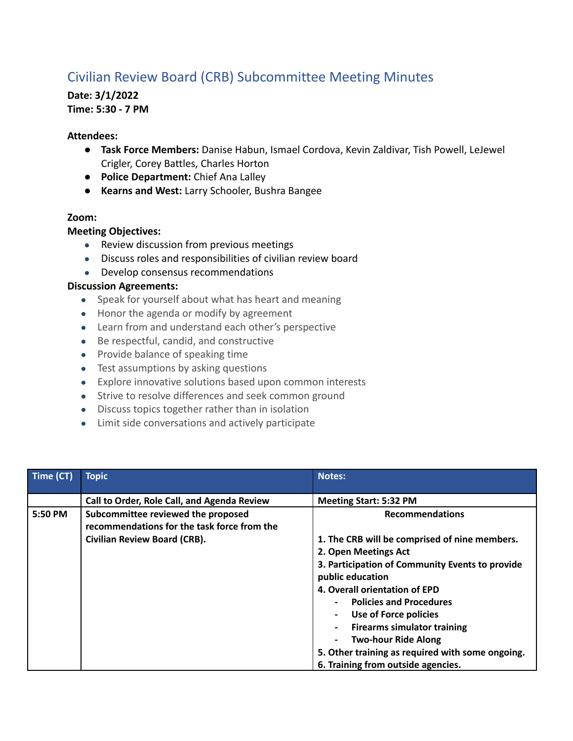# Civilian Review Board (CRB) Subcommittee Meeting Minutes

**Date: 3/1/2022**
**Time: 5:30 - 7 PM**

**Attendees:**

- **Task Force Members:** Danise Habun, Ismael Cordova, Kevin Zaldivar, Tish Powell, LeJewel Crigler, Corey Battles, Charles Horton
- **Police Department:** Chief Ana Lalley
- **Kearns and West:** Larry Schooler, Bushra Bangee

**Zoom:**

**Meeting Objectives:**

- Review discussion from previous meetings
- Discuss roles and responsibilities of civilian review board
- Develop consensus recommendations

**Discussion Agreements:**

- Speak for yourself about what has heart and meaning
- Honor the agenda or modify by agreement
- Learn from and understand each other's perspective
- Be respectful, candid, and constructive
- Provide balance of speaking time
- Test assumptions by asking questions
- Explore innovative solutions based upon common interests
- Strive to resolve differences and seek common ground
- Discuss topics together rather than in isolation
- Limit side conversations and actively participate

| Time (CT) | Topic | Notes: |
|---|---|---|
| | **Call to Order, Role Call, and Agenda Review** | **Meeting Start: 5:32 PM** |
| 5:50 PM | **Subcommittee reviewed the proposed recommendations for the task force from the Civilian Review Board (CRB).** | **Recommendations**<br><br>**1. The CRB will be comprised of nine members.**<br>**2. Open Meetings Act**<br>**3. Participation of Community Events to provide public education**<br>**4. Overall orientation of EPD**<br>- **Policies and Procedures**<br>- **Use of Force policies**<br>- **Firearms simulator training**<br>- **Two-hour Ride Along**<br>**5. Other training as required with some ongoing.**<br>**6. Training from outside agencies.** |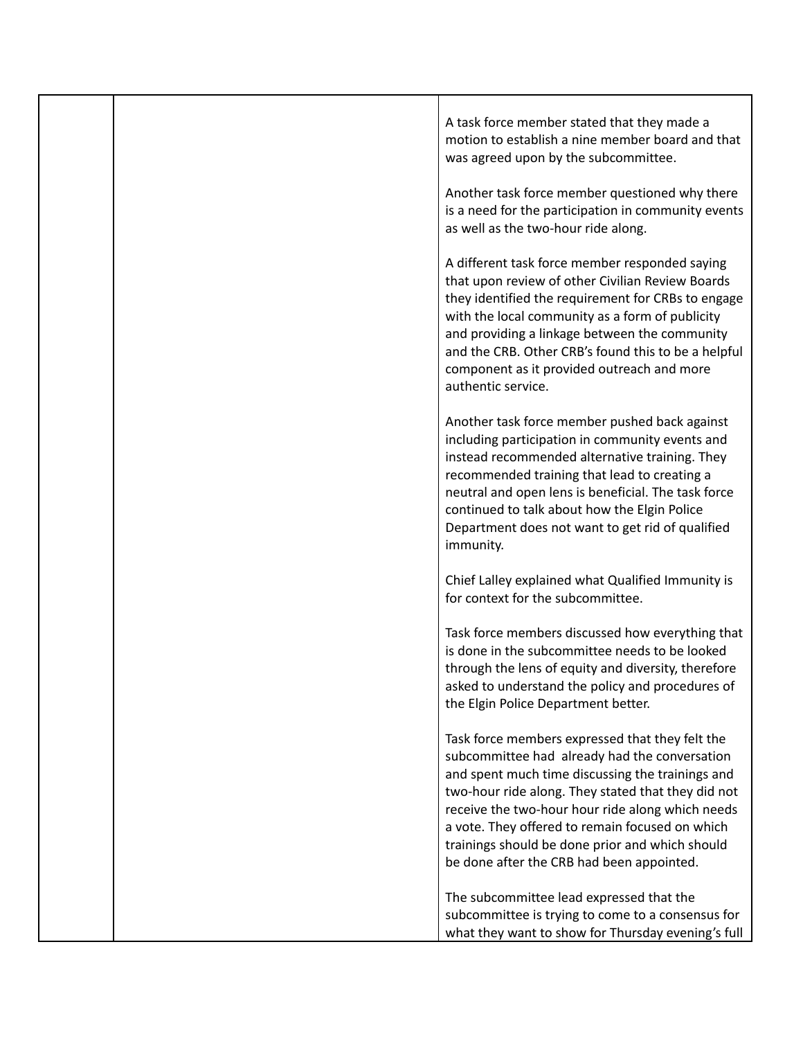| | | |
|---|---|---|
| | | A task force member stated that they made a motion to establish a nine member board and that was agreed upon by the subcommittee.<br><br>Another task force member questioned why there is a need for the participation in community events as well as the two-hour ride along.<br><br>A different task force member responded saying that upon review of other Civilian Review Boards they identified the requirement for CRBs to engage with the local community as a form of publicity and providing a linkage between the community and the CRB. Other CRB's found this to be a helpful component as it provided outreach and more authentic service.<br><br>Another task force member pushed back against including participation in community events and instead recommended alternative training. They recommended training that lead to creating a neutral and open lens is beneficial. The task force continued to talk about how the Elgin Police Department does not want to get rid of qualified immunity.<br><br>Chief Lalley explained what Qualified Immunity is for context for the subcommittee.<br><br>Task force members discussed how everything that is done in the subcommittee needs to be looked through the lens of equity and diversity, therefore asked to understand the policy and procedures of the Elgin Police Department better.<br><br>Task force members expressed that they felt the subcommittee had already had the conversation and spent much time discussing the trainings and two-hour ride along. They stated that they did not receive the two-hour hour ride along which needs a vote. They offered to remain focused on which trainings should be done prior and which should be done after the CRB had been appointed.<br><br>The subcommittee lead expressed that the subcommittee is trying to come to a consensus for what they want to show for Thursday evening's full |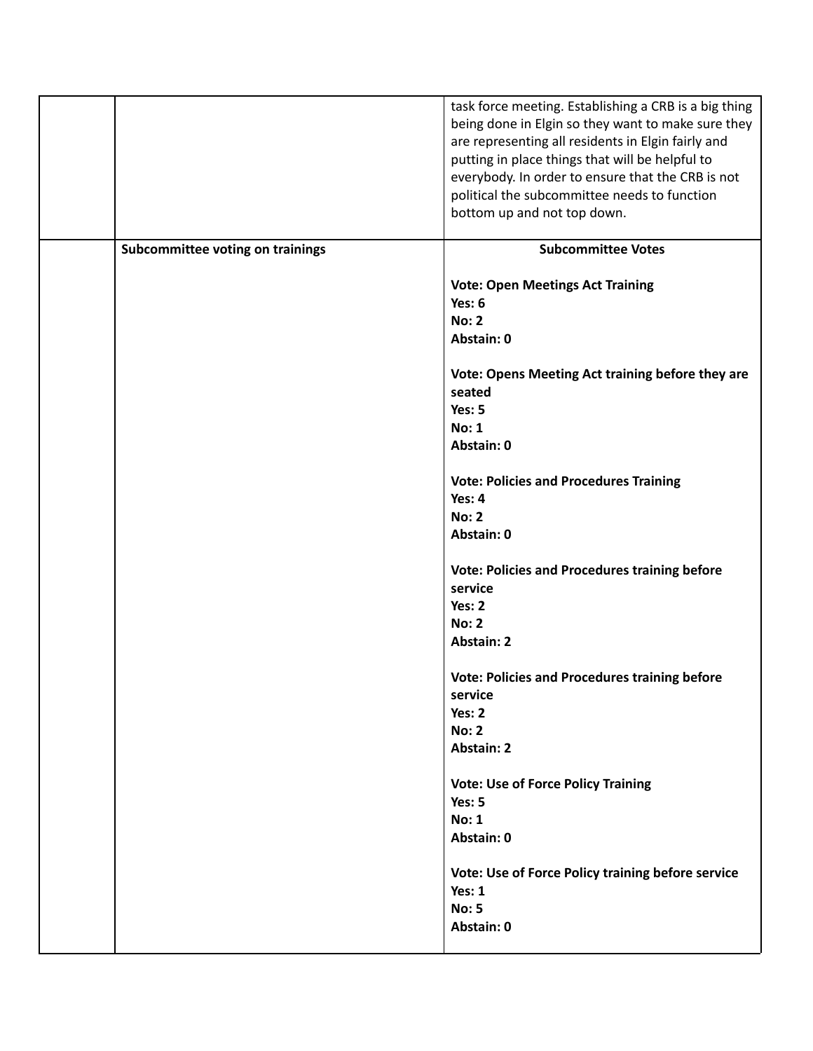| | | |
|---|---|---|
| | | task force meeting. Establishing a CRB is a big thing being done in Elgin so they want to make sure they are representing all residents in Elgin fairly and putting in place things that will be helpful to everybody. In order to ensure that the CRB is not political the subcommittee needs to function bottom up and not top down. |
| | **Subcommittee voting on trainings** | **Subcommittee Votes**<br><br>**Vote: Open Meetings Act Training**<br>**Yes: 6**<br>**No: 2**<br>**Abstain: 0**<br><br>**Vote: Opens Meeting Act training before they are seated**<br>**Yes: 5**<br>**No: 1**<br>**Abstain: 0**<br><br>**Vote: Policies and Procedures Training**<br>**Yes: 4**<br>**No: 2**<br>**Abstain: 0**<br><br>**Vote: Policies and Procedures training before service**<br>**Yes: 2**<br>**No: 2**<br>**Abstain: 2**<br><br>**Vote: Policies and Procedures training before service**<br>**Yes: 2**<br>**No: 2**<br>**Abstain: 2**<br><br>**Vote: Use of Force Policy Training**<br>**Yes: 5**<br>**No: 1**<br>**Abstain: 0**<br><br>**Vote: Use of Force Policy training before service**<br>**Yes: 1**<br>**No: 5**<br>**Abstain: 0** |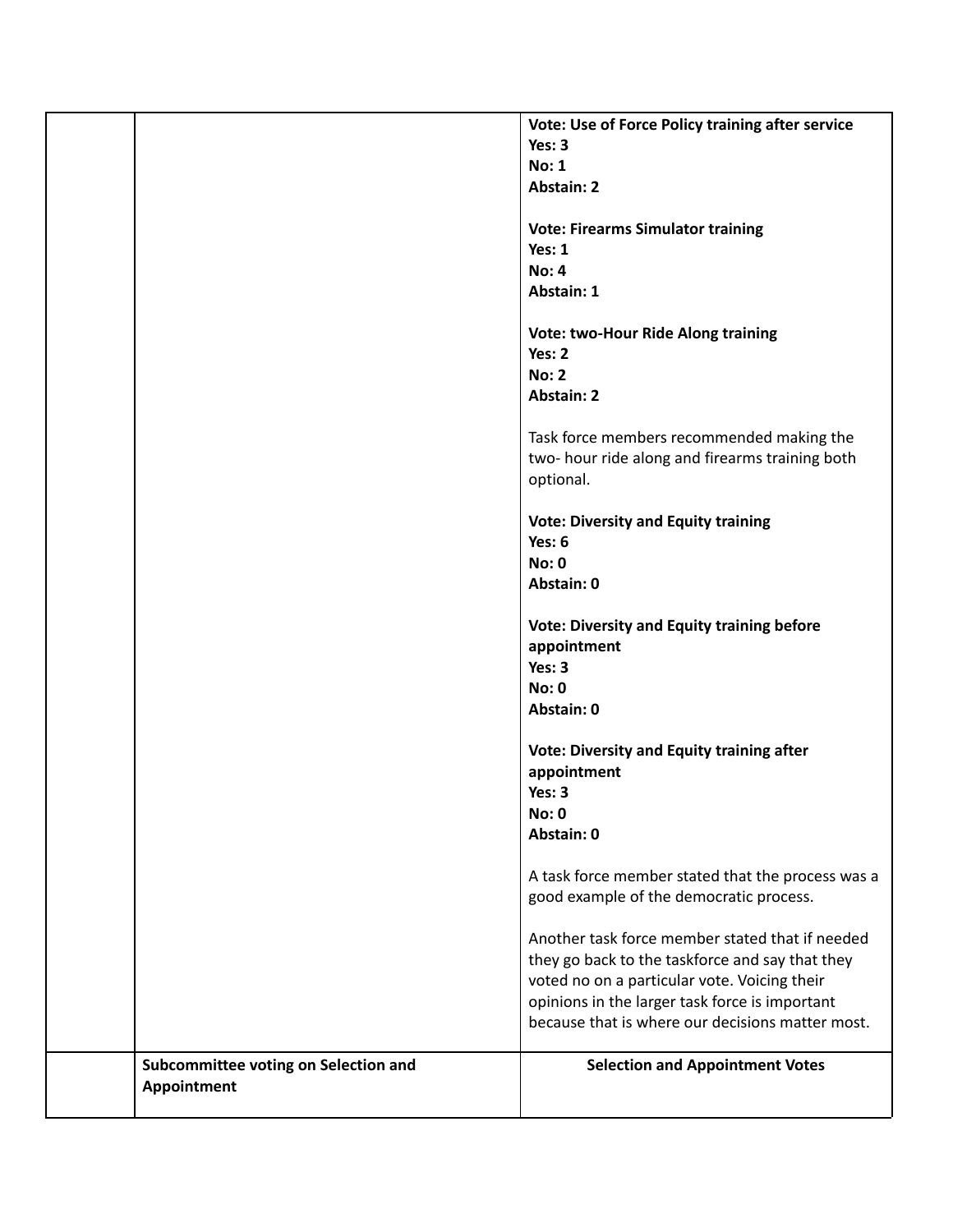| | | |
|---|---|---|
| | | **Vote: Use of Force Policy training after service**<br>**Yes: 3**<br>**No: 1**<br>**Abstain: 2**<br><br>**Vote: Firearms Simulator training**<br>**Yes: 1**<br>**No: 4**<br>**Abstain: 1**<br><br>**Vote: two-Hour Ride Along training**<br>**Yes: 2**<br>**No: 2**<br>**Abstain: 2**<br><br>Task force members recommended making the two- hour ride along and firearms training both optional.<br><br>**Vote: Diversity and Equity training**<br>**Yes: 6**<br>**No: 0**<br>**Abstain: 0**<br><br>**Vote: Diversity and Equity training before appointment**<br>**Yes: 3**<br>**No: 0**<br>**Abstain: 0**<br><br>**Vote: Diversity and Equity training after appointment**<br>**Yes: 3**<br>**No: 0**<br>**Abstain: 0**<br><br>A task force member stated that the process was a good example of the democratic process.<br><br>Another task force member stated that if needed they go back to the taskforce and say that they voted no on a particular vote. Voicing their opinions in the larger task force is important because that is where our decisions matter most. |
| | **Subcommittee voting on Selection and Appointment** | **Selection and Appointment Votes** |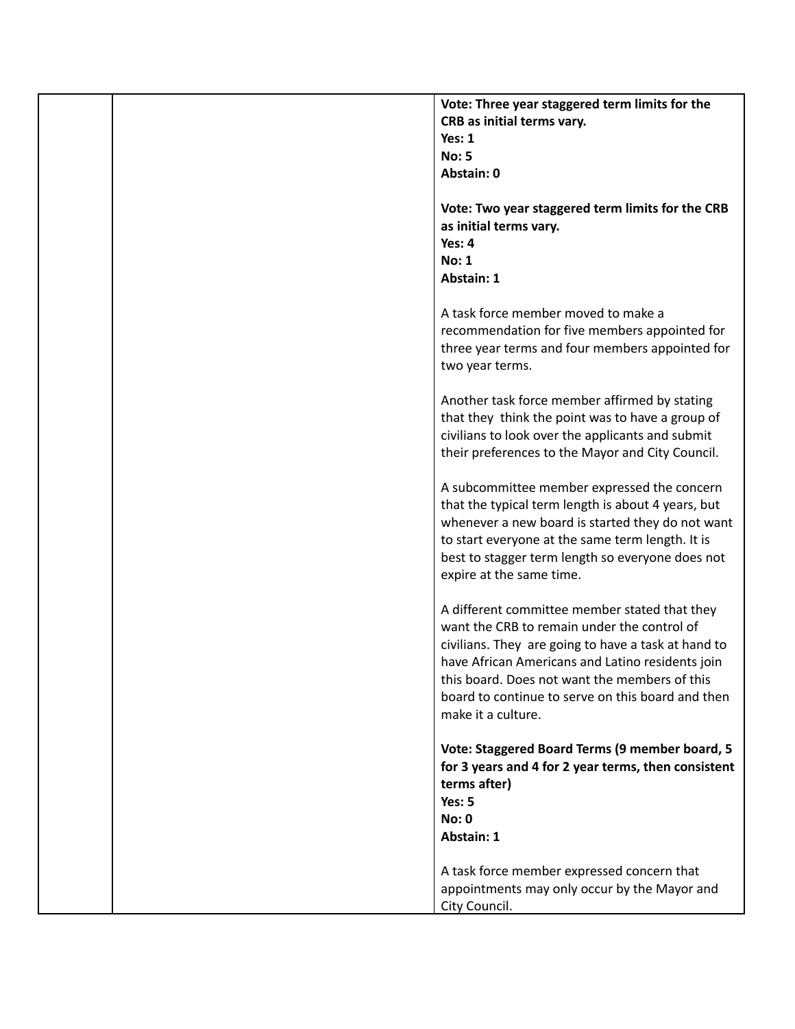| | | **Vote: Three year staggered term limits for the CRB as initial terms vary.**<br>**Yes: 1**<br>**No: 5**<br>**Abstain: 0**<br><br>**Vote: Two year staggered term limits for the CRB as initial terms vary.**<br>**Yes: 4**<br>**No: 1**<br>**Abstain: 1**<br><br>A task force member moved to make a recommendation for five members appointed for three year terms and four members appointed for two year terms.<br><br>Another task force member affirmed by stating that they think the point was to have a group of civilians to look over the applicants and submit their preferences to the Mayor and City Council.<br><br>A subcommittee member expressed the concern that the typical term length is about 4 years, but whenever a new board is started they do not want to start everyone at the same term length. It is best to stagger term length so everyone does not expire at the same time.<br><br>A different committee member stated that they want the CRB to remain under the control of civilians. They are going to have a task at hand to have African Americans and Latino residents join this board. Does not want the members of this board to continue to serve on this board and then make it a culture.<br><br>**Vote: Staggered Board Terms (9 member board, 5 for 3 years and 4 for 2 year terms, then consistent terms after)**<br>**Yes: 5**<br>**No: 0**<br>**Abstain: 1**<br><br>A task force member expressed concern that appointments may only occur by the Mayor and City Council. |
|---|---|---|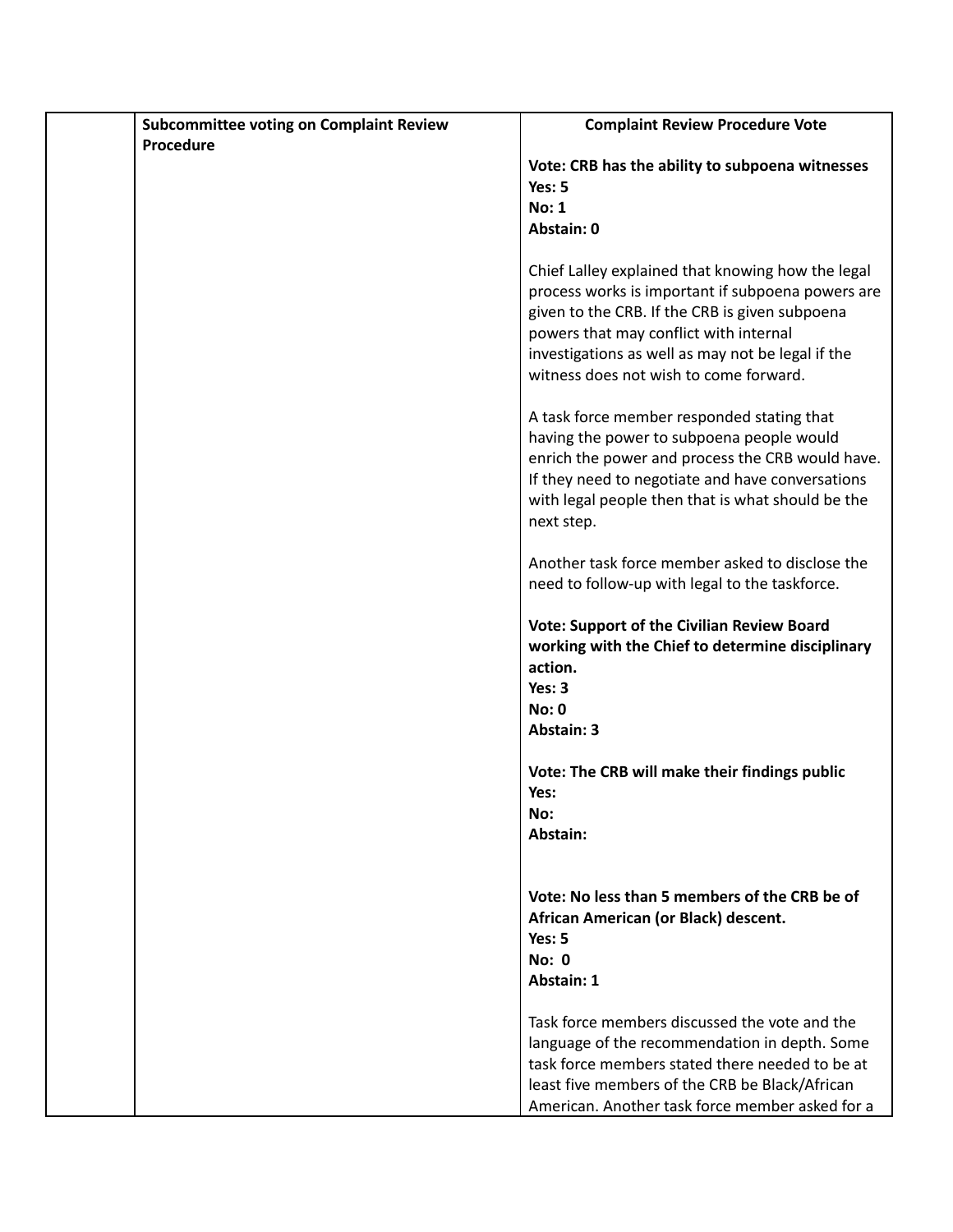| | | |
|---|---|---|
| | **Subcommittee voting on Complaint Review Procedure** | **Complaint Review Procedure Vote**<br><br>**Vote: CRB has the ability to subpoena witnesses**<br>**Yes: 5**<br>**No: 1**<br>**Abstain: 0**<br><br>Chief Lalley explained that knowing how the legal process works is important if subpoena powers are given to the CRB. If the CRB is given subpoena powers that may conflict with internal investigations as well as may not be legal if the witness does not wish to come forward.<br><br>A task force member responded stating that having the power to subpoena people would enrich the power and process the CRB would have. If they need to negotiate and have conversations with legal people then that is what should be the next step.<br><br>Another task force member asked to disclose the need to follow-up with legal to the taskforce.<br><br>**Vote: Support of the Civilian Review Board working with the Chief to determine disciplinary action.**<br>**Yes: 3**<br>**No: 0**<br>**Abstain: 3**<br><br>**Vote: The CRB will make their findings public**<br>**Yes:**<br>**No:**<br>**Abstain:**<br><br>**Vote: No less than 5 members of the CRB be of African American (or Black) descent.**<br>**Yes: 5**<br>**No: 0**<br>**Abstain: 1**<br><br>Task force members discussed the vote and the language of the recommendation in depth. Some task force members stated there needed to be at least five members of the CRB be Black/African American. Another task force member asked for a |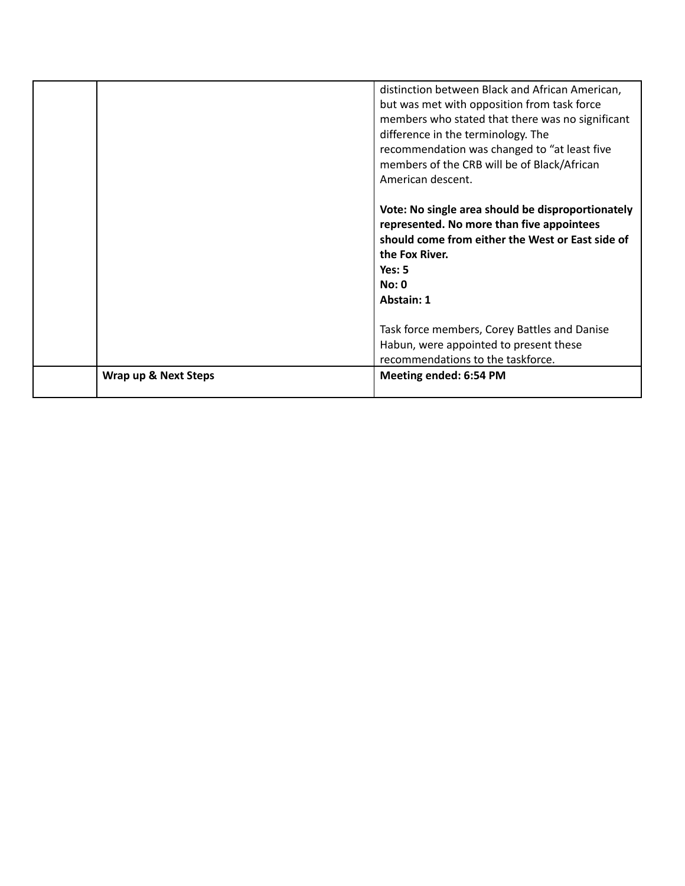| | | |
|---|---|---|
| | | distinction between Black and African American, but was met with opposition from task force members who stated that there was no significant difference in the terminology. The recommendation was changed to "at least five members of the CRB will be of Black/African American descent.<br><br>**Vote: No single area should be disproportionately represented. No more than five appointees should come from either the West or East side of the Fox River.**<br>**Yes: 5**<br>**No: 0**<br>**Abstain: 1**<br><br>Task force members, Corey Battles and Danise Habun, were appointed to present these recommendations to the taskforce. |
| | **Wrap up & Next Steps** | **Meeting ended: 6:54 PM** |